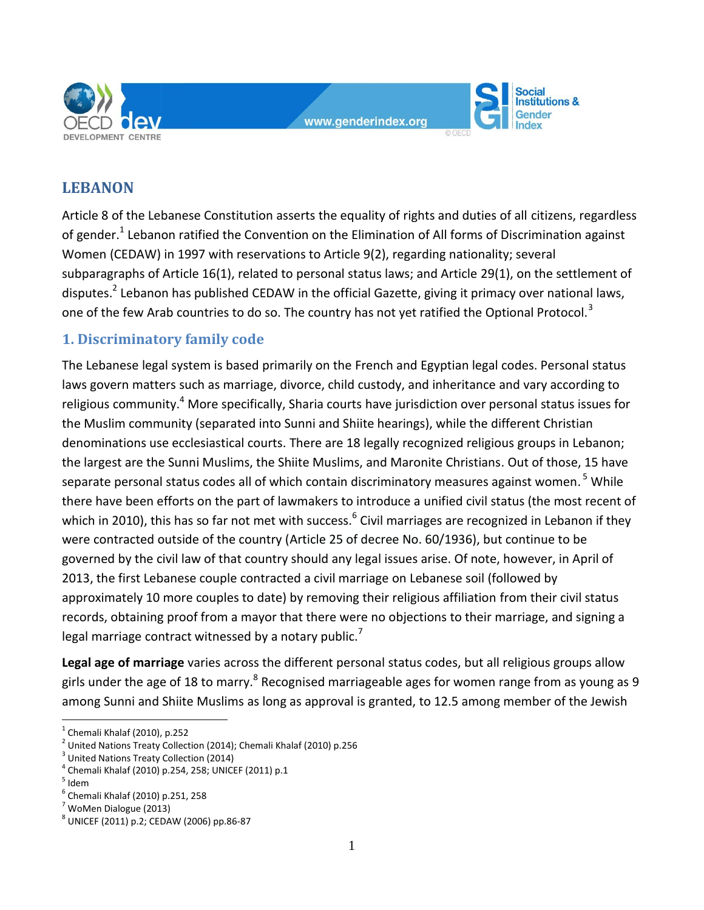# LEBANON

Article 8 of the Lebanese Constitution asserts the equality of rights and duties of all citizens, regardless of gender.[1] Lebanon ratified the Convention on the Elimination of All forms of Discrimination against Women (CEDAW) in 1997 with reservations to Article 9(2), regarding nationality; several subparagraphs of Article 16(1), related to personal status laws; and Article 29(1), on the settlement of disputes.[2] Lebanon has published CEDAW in the official Gazette, giving it primacy over national laws, one of the few Arab countries to do so. The country has not yet ratified the Optional Protocol.[3]

## 1. Discriminatory family code

The Lebanese legal system is based primarily on the French and Egyptian legal codes. Personal status laws govern matters such as marriage, divorce, child custody, and inheritance and vary according to religious community.[4] More specifically, Sharia courts have jurisdiction over personal status issues for the Muslim community (separated into Sunni and Shiite hearings), while the different Christian denominations use ecclesiastical courts. There are 18 legally recognized religious groups in Lebanon; the largest are the Sunni Muslims, the Shiite Muslims, and Maronite Christians. Out of those, 15 have separate personal status codes all of which contain discriminatory measures against women. [5] While there have been efforts on the part of lawmakers to introduce a unified civil status (the most recent of which in 2010), this has so far not met with success.[6] Civil marriages are recognized in Lebanon if they were contracted outside of the country (Article 25 of decree No. 60/1936), but continue to be governed by the civil law of that country should any legal issues arise. Of note, however, in April of 2013, the first Lebanese couple contracted a civil marriage on Lebanese soil (followed by approximately 10 more couples to date) by removing their religious affiliation from their civil status records, obtaining proof from a mayor that there were no objections to their marriage, and signing a legal marriage contract witnessed by a notary public.[7]

**Legal age of marriage** varies across the different personal status codes, but all religious groups allow girls under the age of 18 to marry.[8] Recognised marriageable ages for women range from as young as 9 among Sunni and Shiite Muslims as long as approval is granted, to 12.5 among member of the Jewish

---

[1] Chemali Khalaf (2010), p.252

[2] United Nations Treaty Collection (2014); Chemali Khalaf (2010) p.256

[3] United Nations Treaty Collection (2014)

[4] Chemali Khalaf (2010) p.254, 258; UNICEF (2011) p.1

[5] Idem

[6] Chemali Khalaf (2010) p.251, 258

[7] WoMen Dialogue (2013)

[8] UNICEF (2011) p.2; CEDAW (2006) pp.86-87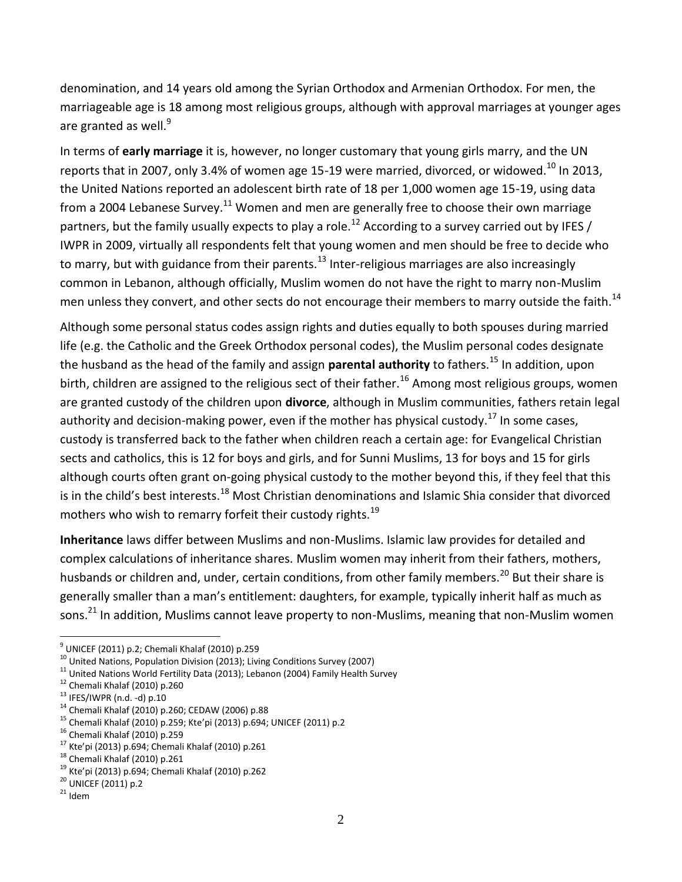denomination, and 14 years old among the Syrian Orthodox and Armenian Orthodox. For men, the marriageable age is 18 among most religious groups, although with approval marriages at younger ages are granted as well.[9]

In terms of **early marriage** it is, however, no longer customary that young girls marry, and the UN reports that in 2007, only 3.4% of women age 15-19 were married, divorced, or widowed.[10] In 2013, the United Nations reported an adolescent birth rate of 18 per 1,000 women age 15-19, using data from a 2004 Lebanese Survey.[11] Women and men are generally free to choose their own marriage partners, but the family usually expects to play a role.[12] According to a survey carried out by IFES / IWPR in 2009, virtually all respondents felt that young women and men should be free to decide who to marry, but with guidance from their parents.[13] Inter-religious marriages are also increasingly common in Lebanon, although officially, Muslim women do not have the right to marry non-Muslim men unless they convert, and other sects do not encourage their members to marry outside the faith.[14]

Although some personal status codes assign rights and duties equally to both spouses during married life (e.g. the Catholic and the Greek Orthodox personal codes), the Muslim personal codes designate the husband as the head of the family and assign **parental authority** to fathers.[15] In addition, upon birth, children are assigned to the religious sect of their father.[16] Among most religious groups, women are granted custody of the children upon **divorce**, although in Muslim communities, fathers retain legal authority and decision-making power, even if the mother has physical custody.[17] In some cases, custody is transferred back to the father when children reach a certain age: for Evangelical Christian sects and catholics, this is 12 for boys and girls, and for Sunni Muslims, 13 for boys and 15 for girls although courts often grant on-going physical custody to the mother beyond this, if they feel that this is in the child's best interests.[18] Most Christian denominations and Islamic Shia consider that divorced mothers who wish to remarry forfeit their custody rights.[19]

**Inheritance** laws differ between Muslims and non-Muslims. Islamic law provides for detailed and complex calculations of inheritance shares. Muslim women may inherit from their fathers, mothers, husbands or children and, under, certain conditions, from other family members.[20] But their share is generally smaller than a man's entitlement: daughters, for example, typically inherit half as much as sons.[21] In addition, Muslims cannot leave property to non-Muslims, meaning that non-Muslim women

---

[9] UNICEF (2011) p.2; Chemali Khalaf (2010) p.259
[10] United Nations, Population Division (2013); Living Conditions Survey (2007)
[11] United Nations World Fertility Data (2013); Lebanon (2004) Family Health Survey
[12] Chemali Khalaf (2010) p.260
[13] IFES/IWPR (n.d. -d) p.10
[14] Chemali Khalaf (2010) p.260; CEDAW (2006) p.88
[15] Chemali Khalaf (2010) p.259; Kte'pi (2013) p.694; UNICEF (2011) p.2
[16] Chemali Khalaf (2010) p.259
[17] Kte'pi (2013) p.694; Chemali Khalaf (2010) p.261
[18] Chemali Khalaf (2010) p.261
[19] Kte'pi (2013) p.694; Chemali Khalaf (2010) p.262
[20] UNICEF (2011) p.2
[21] Idem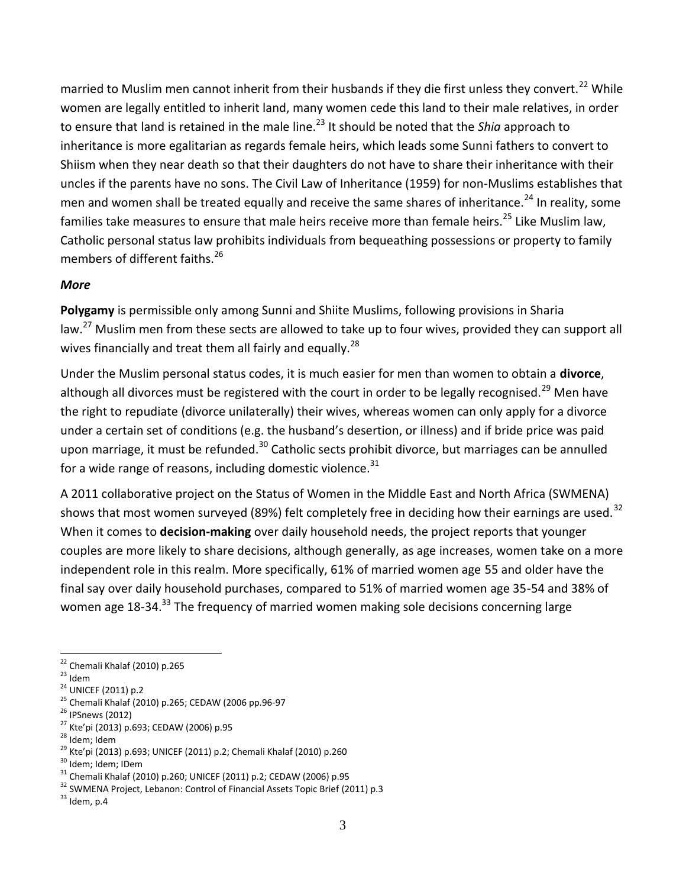married to Muslim men cannot inherit from their husbands if they die first unless they convert.[22] While women are legally entitled to inherit land, many women cede this land to their male relatives, in order to ensure that land is retained in the male line.[23] It should be noted that the *Shia* approach to inheritance is more egalitarian as regards female heirs, which leads some Sunni fathers to convert to Shiism when they near death so that their daughters do not have to share their inheritance with their uncles if the parents have no sons. The Civil Law of Inheritance (1959) for non-Muslims establishes that men and women shall be treated equally and receive the same shares of inheritance.[24] In reality, some families take measures to ensure that male heirs receive more than female heirs.[25] Like Muslim law, Catholic personal status law prohibits individuals from bequeathing possessions or property to family members of different faiths.[26]

***More***

**Polygamy** is permissible only among Sunni and Shiite Muslims, following provisions in Sharia law.[27] Muslim men from these sects are allowed to take up to four wives, provided they can support all wives financially and treat them all fairly and equally.[28]

Under the Muslim personal status codes, it is much easier for men than women to obtain a **divorce**, although all divorces must be registered with the court in order to be legally recognised.[29] Men have the right to repudiate (divorce unilaterally) their wives, whereas women can only apply for a divorce under a certain set of conditions (e.g. the husband's desertion, or illness) and if bride price was paid upon marriage, it must be refunded.[30] Catholic sects prohibit divorce, but marriages can be annulled for a wide range of reasons, including domestic violence.[31]

A 2011 collaborative project on the Status of Women in the Middle East and North Africa (SWMENA) shows that most women surveyed (89%) felt completely free in deciding how their earnings are used.[32] When it comes to **decision-making** over daily household needs, the project reports that younger couples are more likely to share decisions, although generally, as age increases, women take on a more independent role in this realm. More specifically, 61% of married women age 55 and older have the final say over daily household purchases, compared to 51% of married women age 35-54 and 38% of women age 18-34.[33] The frequency of married women making sole decisions concerning large

---

[22] Chemali Khalaf (2010) p.265
[23] Idem
[24] UNICEF (2011) p.2
[25] Chemali Khalaf (2010) p.265; CEDAW (2006 pp.96-97
[26] IPSnews (2012)
[27] Kte'pi (2013) p.693; CEDAW (2006) p.95
[28] Idem; Idem
[29] Kte'pi (2013) p.693; UNICEF (2011) p.2; Chemali Khalaf (2010) p.260
[30] Idem; Idem; IDem
[31] Chemali Khalaf (2010) p.260; UNICEF (2011) p.2; CEDAW (2006) p.95
[32] SWMENA Project, Lebanon: Control of Financial Assets Topic Brief (2011) p.3
[33] Idem, p.4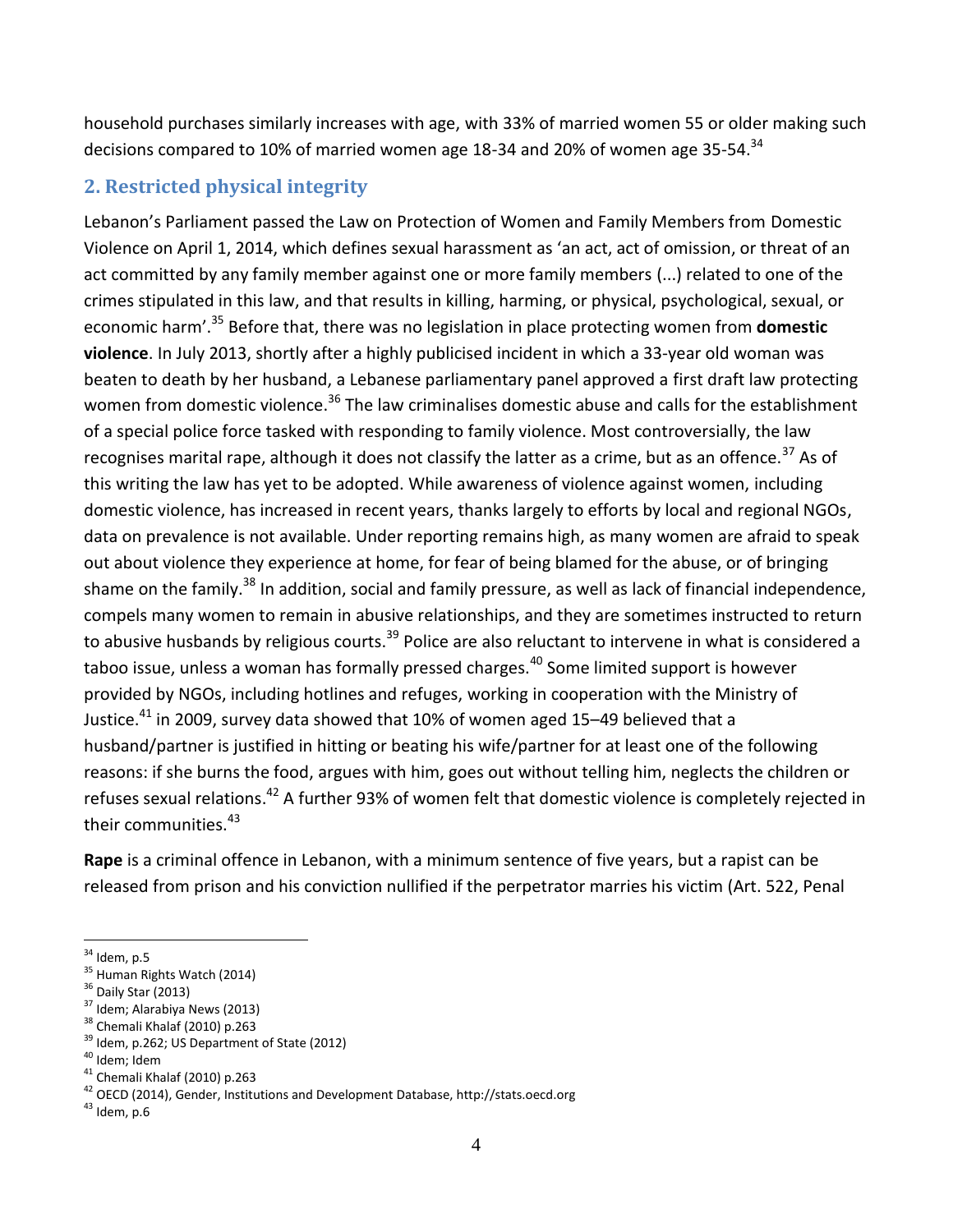household purchases similarly increases with age, with 33% of married women 55 or older making such decisions compared to 10% of married women age 18-34 and 20% of women age 35-54.[34]

## 2. Restricted physical integrity

Lebanon's Parliament passed the Law on Protection of Women and Family Members from Domestic Violence on April 1, 2014, which defines sexual harassment as 'an act, act of omission, or threat of an act committed by any family member against one or more family members (...) related to one of the crimes stipulated in this law, and that results in killing, harming, or physical, psychological, sexual, or economic harm'.[35] Before that, there was no legislation in place protecting women from **domestic violence**. In July 2013, shortly after a highly publicised incident in which a 33-year old woman was beaten to death by her husband, a Lebanese parliamentary panel approved a first draft law protecting women from domestic violence.[36] The law criminalises domestic abuse and calls for the establishment of a special police force tasked with responding to family violence. Most controversially, the law recognises marital rape, although it does not classify the latter as a crime, but as an offence.[37] As of this writing the law has yet to be adopted. While awareness of violence against women, including domestic violence, has increased in recent years, thanks largely to efforts by local and regional NGOs, data on prevalence is not available. Under reporting remains high, as many women are afraid to speak out about violence they experience at home, for fear of being blamed for the abuse, or of bringing shame on the family.[38] In addition, social and family pressure, as well as lack of financial independence, compels many women to remain in abusive relationships, and they are sometimes instructed to return to abusive husbands by religious courts.[39] Police are also reluctant to intervene in what is considered a taboo issue, unless a woman has formally pressed charges.[40] Some limited support is however provided by NGOs, including hotlines and refuges, working in cooperation with the Ministry of Justice.[41] in 2009, survey data showed that 10% of women aged 15–49 believed that a husband/partner is justified in hitting or beating his wife/partner for at least one of the following reasons: if she burns the food, argues with him, goes out without telling him, neglects the children or refuses sexual relations.[42] A further 93% of women felt that domestic violence is completely rejected in their communities.[43]

**Rape** is a criminal offence in Lebanon, with a minimum sentence of five years, but a rapist can be released from prison and his conviction nullified if the perpetrator marries his victim (Art. 522, Penal

---

[34] Idem, p.5
[35] Human Rights Watch (2014)
[36] Daily Star (2013)
[37] Idem; Alarabiya News (2013)
[38] Chemali Khalaf (2010) p.263
[39] Idem, p.262; US Department of State (2012)
[40] Idem; Idem
[41] Chemali Khalaf (2010) p.263
[42] OECD (2014), Gender, Institutions and Development Database, http://stats.oecd.org
[43] Idem, p.6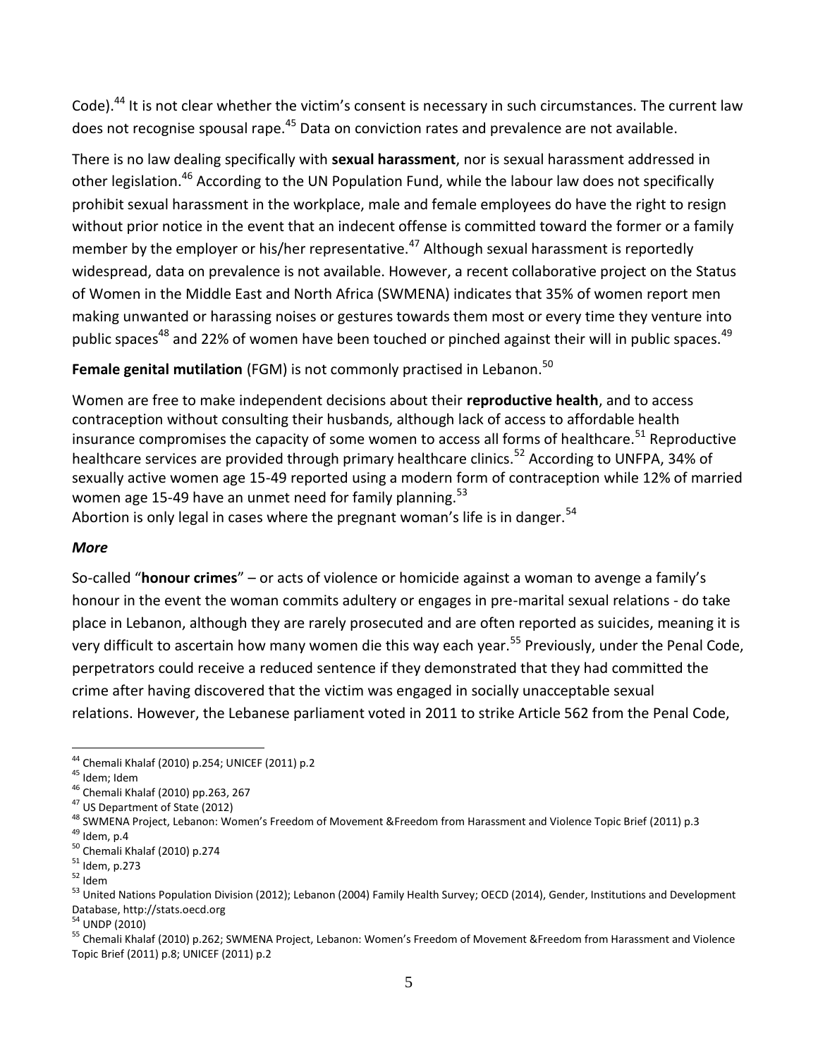Code).[44] It is not clear whether the victim's consent is necessary in such circumstances. The current law does not recognise spousal rape.[45] Data on conviction rates and prevalence are not available.

There is no law dealing specifically with **sexual harassment**, nor is sexual harassment addressed in other legislation.[46] According to the UN Population Fund, while the labour law does not specifically prohibit sexual harassment in the workplace, male and female employees do have the right to resign without prior notice in the event that an indecent offense is committed toward the former or a family member by the employer or his/her representative.[47] Although sexual harassment is reportedly widespread, data on prevalence is not available. However, a recent collaborative project on the Status of Women in the Middle East and North Africa (SWMENA) indicates that 35% of women report men making unwanted or harassing noises or gestures towards them most or every time they venture into public spaces[48] and 22% of women have been touched or pinched against their will in public spaces.[49]

**Female genital mutilation** (FGM) is not commonly practised in Lebanon.[50]

Women are free to make independent decisions about their **reproductive health**, and to access contraception without consulting their husbands, although lack of access to affordable health insurance compromises the capacity of some women to access all forms of healthcare.[51] Reproductive healthcare services are provided through primary healthcare clinics.[52] According to UNFPA, 34% of sexually active women age 15-49 reported using a modern form of contraception while 12% of married women age 15-49 have an unmet need for family planning.[53]
Abortion is only legal in cases where the pregnant woman's life is in danger.[54]

### *More*

So-called "**honour crimes**" – or acts of violence or homicide against a woman to avenge a family's honour in the event the woman commits adultery or engages in pre-marital sexual relations - do take place in Lebanon, although they are rarely prosecuted and are often reported as suicides, meaning it is very difficult to ascertain how many women die this way each year.[55] Previously, under the Penal Code, perpetrators could receive a reduced sentence if they demonstrated that they had committed the crime after having discovered that the victim was engaged in socially unacceptable sexual relations. However, the Lebanese parliament voted in 2011 to strike Article 562 from the Penal Code,

---

[44] Chemali Khalaf (2010) p.254; UNICEF (2011) p.2
[45] Idem; Idem
[46] Chemali Khalaf (2010) pp.263, 267
[47] US Department of State (2012)
[48] SWMENA Project, Lebanon: Women's Freedom of Movement &Freedom from Harassment and Violence Topic Brief (2011) p.3
[49] Idem, p.4
[50] Chemali Khalaf (2010) p.274
[51] Idem, p.273
[52] Idem
[53] United Nations Population Division (2012); Lebanon (2004) Family Health Survey; OECD (2014), Gender, Institutions and Development Database, http://stats.oecd.org
[54] UNDP (2010)
[55] Chemali Khalaf (2010) p.262; SWMENA Project, Lebanon: Women's Freedom of Movement &Freedom from Harassment and Violence Topic Brief (2011) p.8; UNICEF (2011) p.2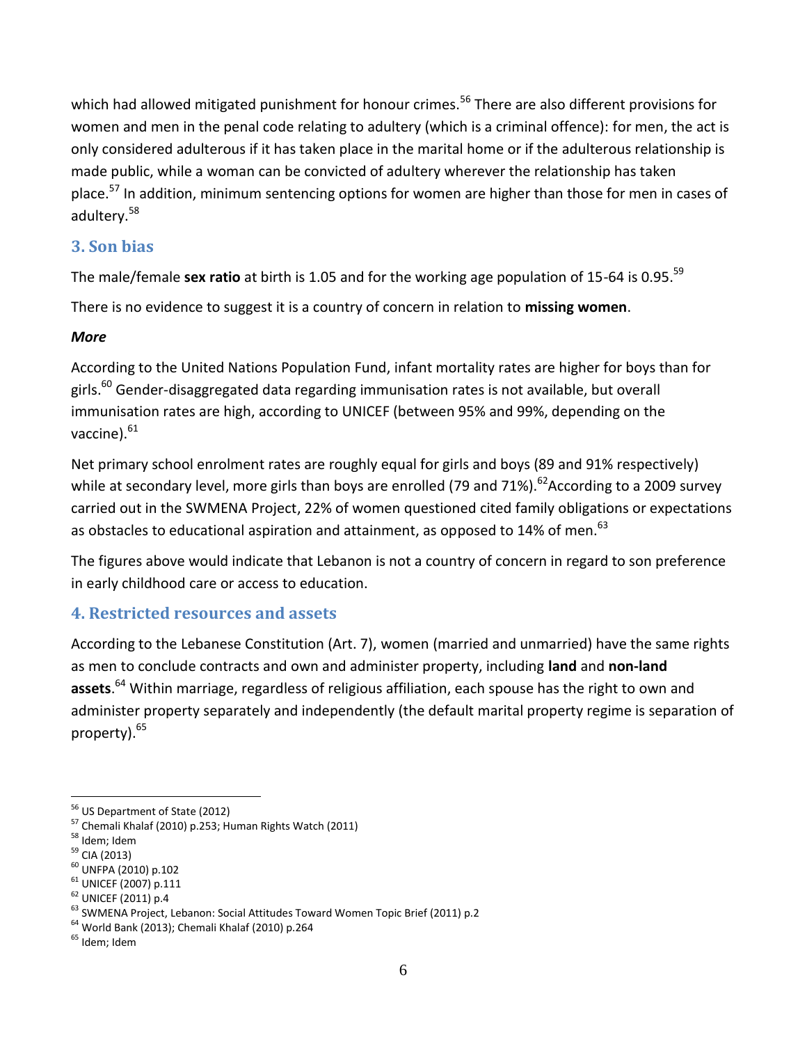which had allowed mitigated punishment for honour crimes.[56] There are also different provisions for women and men in the penal code relating to adultery (which is a criminal offence): for men, the act is only considered adulterous if it has taken place in the marital home or if the adulterous relationship is made public, while a woman can be convicted of adultery wherever the relationship has taken place.[57] In addition, minimum sentencing options for women are higher than those for men in cases of adultery.[58]

## 3. Son bias

The male/female **sex ratio** at birth is 1.05 and for the working age population of 15-64 is 0.95.[59]

There is no evidence to suggest it is a country of concern in relation to **missing women**.

***More***

According to the United Nations Population Fund, infant mortality rates are higher for boys than for girls.[60] Gender-disaggregated data regarding immunisation rates is not available, but overall immunisation rates are high, according to UNICEF (between 95% and 99%, depending on the vaccine).[61]

Net primary school enrolment rates are roughly equal for girls and boys (89 and 91% respectively) while at secondary level, more girls than boys are enrolled (79 and 71%).[62] According to a 2009 survey carried out in the SWMENA Project, 22% of women questioned cited family obligations or expectations as obstacles to educational aspiration and attainment, as opposed to 14% of men.[63]

The figures above would indicate that Lebanon is not a country of concern in regard to son preference in early childhood care or access to education.

## 4. Restricted resources and assets

According to the Lebanese Constitution (Art. 7), women (married and unmarried) have the same rights as men to conclude contracts and own and administer property, including **land** and **non-land assets**.[64] Within marriage, regardless of religious affiliation, each spouse has the right to own and administer property separately and independently (the default marital property regime is separation of property).[65]

---

[56] US Department of State (2012)
[57] Chemali Khalaf (2010) p.253; Human Rights Watch (2011)
[58] Idem; Idem
[59] CIA (2013)
[60] UNFPA (2010) p.102
[61] UNICEF (2007) p.111
[62] UNICEF (2011) p.4
[63] SWMENA Project, Lebanon: Social Attitudes Toward Women Topic Brief (2011) p.2
[64] World Bank (2013); Chemali Khalaf (2010) p.264
[65] Idem; Idem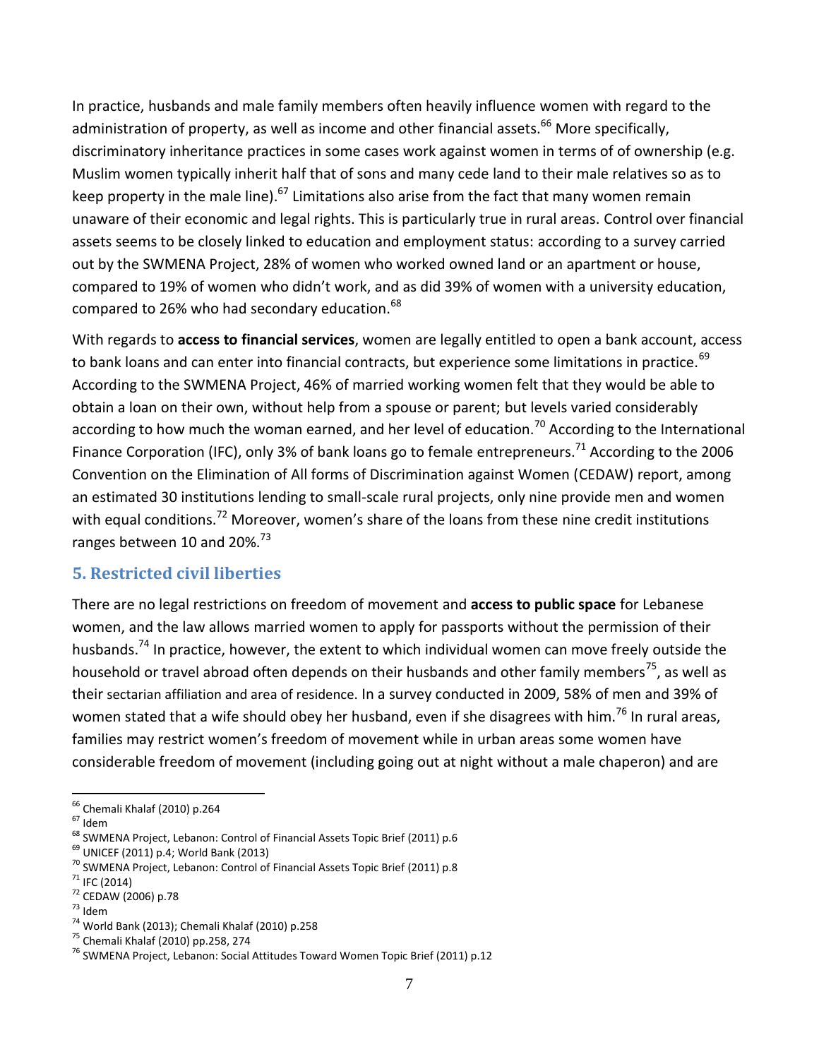In practice, husbands and male family members often heavily influence women with regard to the administration of property, as well as income and other financial assets.[66] More specifically, discriminatory inheritance practices in some cases work against women in terms of of ownership (e.g. Muslim women typically inherit half that of sons and many cede land to their male relatives so as to keep property in the male line).[67] Limitations also arise from the fact that many women remain unaware of their economic and legal rights. This is particularly true in rural areas. Control over financial assets seems to be closely linked to education and employment status: according to a survey carried out by the SWMENA Project, 28% of women who worked owned land or an apartment or house, compared to 19% of women who didn't work, and as did 39% of women with a university education, compared to 26% who had secondary education.[68]

With regards to **access to financial services**, women are legally entitled to open a bank account, access to bank loans and can enter into financial contracts, but experience some limitations in practice.[69] According to the SWMENA Project, 46% of married working women felt that they would be able to obtain a loan on their own, without help from a spouse or parent; but levels varied considerably according to how much the woman earned, and her level of education.[70] According to the International Finance Corporation (IFC), only 3% of bank loans go to female entrepreneurs.[71] According to the 2006 Convention on the Elimination of All forms of Discrimination against Women (CEDAW) report, among an estimated 30 institutions lending to small-scale rural projects, only nine provide men and women with equal conditions.[72] Moreover, women's share of the loans from these nine credit institutions ranges between 10 and 20%.[73]

## 5. Restricted civil liberties

There are no legal restrictions on freedom of movement and **access to public space** for Lebanese women, and the law allows married women to apply for passports without the permission of their husbands.[74] In practice, however, the extent to which individual women can move freely outside the household or travel abroad often depends on their husbands and other family members[75], as well as their sectarian affiliation and area of residence. In a survey conducted in 2009, 58% of men and 39% of women stated that a wife should obey her husband, even if she disagrees with him.[76] In rural areas, families may restrict women's freedom of movement while in urban areas some women have considerable freedom of movement (including going out at night without a male chaperon) and are

---

[66] Chemali Khalaf (2010) p.264
[67] Idem
[68] SWMENA Project, Lebanon: Control of Financial Assets Topic Brief (2011) p.6
[69] UNICEF (2011) p.4; World Bank (2013)
[70] SWMENA Project, Lebanon: Control of Financial Assets Topic Brief (2011) p.8
[71] IFC (2014)
[72] CEDAW (2006) p.78
[73] Idem
[74] World Bank (2013); Chemali Khalaf (2010) p.258
[75] Chemali Khalaf (2010) pp.258, 274
[76] SWMENA Project, Lebanon: Social Attitudes Toward Women Topic Brief (2011) p.12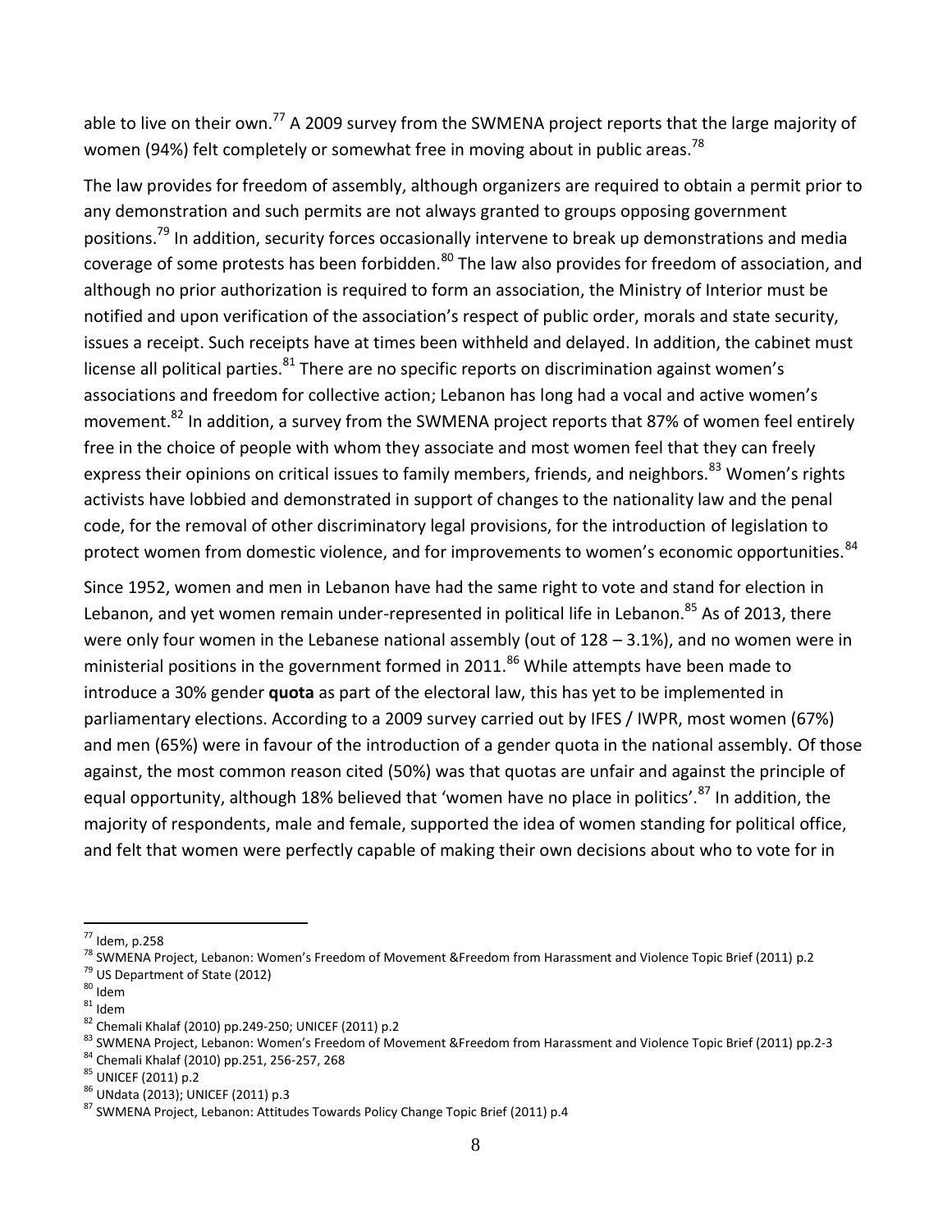able to live on their own.[77] A 2009 survey from the SWMENA project reports that the large majority of women (94%) felt completely or somewhat free in moving about in public areas.[78]

The law provides for freedom of assembly, although organizers are required to obtain a permit prior to any demonstration and such permits are not always granted to groups opposing government positions.[79] In addition, security forces occasionally intervene to break up demonstrations and media coverage of some protests has been forbidden.[80] The law also provides for freedom of association, and although no prior authorization is required to form an association, the Ministry of Interior must be notified and upon verification of the association's respect of public order, morals and state security, issues a receipt. Such receipts have at times been withheld and delayed. In addition, the cabinet must license all political parties.[81] There are no specific reports on discrimination against women's associations and freedom for collective action; Lebanon has long had a vocal and active women's movement.[82] In addition, a survey from the SWMENA project reports that 87% of women feel entirely free in the choice of people with whom they associate and most women feel that they can freely express their opinions on critical issues to family members, friends, and neighbors.[83] Women's rights activists have lobbied and demonstrated in support of changes to the nationality law and the penal code, for the removal of other discriminatory legal provisions, for the introduction of legislation to protect women from domestic violence, and for improvements to women's economic opportunities.[84]

Since 1952, women and men in Lebanon have had the same right to vote and stand for election in Lebanon, and yet women remain under-represented in political life in Lebanon.[85] As of 2013, there were only four women in the Lebanese national assembly (out of 128 – 3.1%), and no women were in ministerial positions in the government formed in 2011.[86] While attempts have been made to introduce a 30% gender **quota** as part of the electoral law, this has yet to be implemented in parliamentary elections. According to a 2009 survey carried out by IFES / IWPR, most women (67%) and men (65%) were in favour of the introduction of a gender quota in the national assembly. Of those against, the most common reason cited (50%) was that quotas are unfair and against the principle of equal opportunity, although 18% believed that 'women have no place in politics'.[87] In addition, the majority of respondents, male and female, supported the idea of women standing for political office, and felt that women were perfectly capable of making their own decisions about who to vote for in

---

[77] Idem, p.258

[78] SWMENA Project, Lebanon: Women's Freedom of Movement &Freedom from Harassment and Violence Topic Brief (2011) p.2

[79] US Department of State (2012)

[80] Idem

[81] Idem

[82] Chemali Khalaf (2010) pp.249-250; UNICEF (2011) p.2

[83] SWMENA Project, Lebanon: Women's Freedom of Movement &Freedom from Harassment and Violence Topic Brief (2011) pp.2-3

[84] Chemali Khalaf (2010) pp.251, 256-257, 268

[85] UNICEF (2011) p.2

[86] UNdata (2013); UNICEF (2011) p.3

[87] SWMENA Project, Lebanon: Attitudes Towards Policy Change Topic Brief (2011) p.4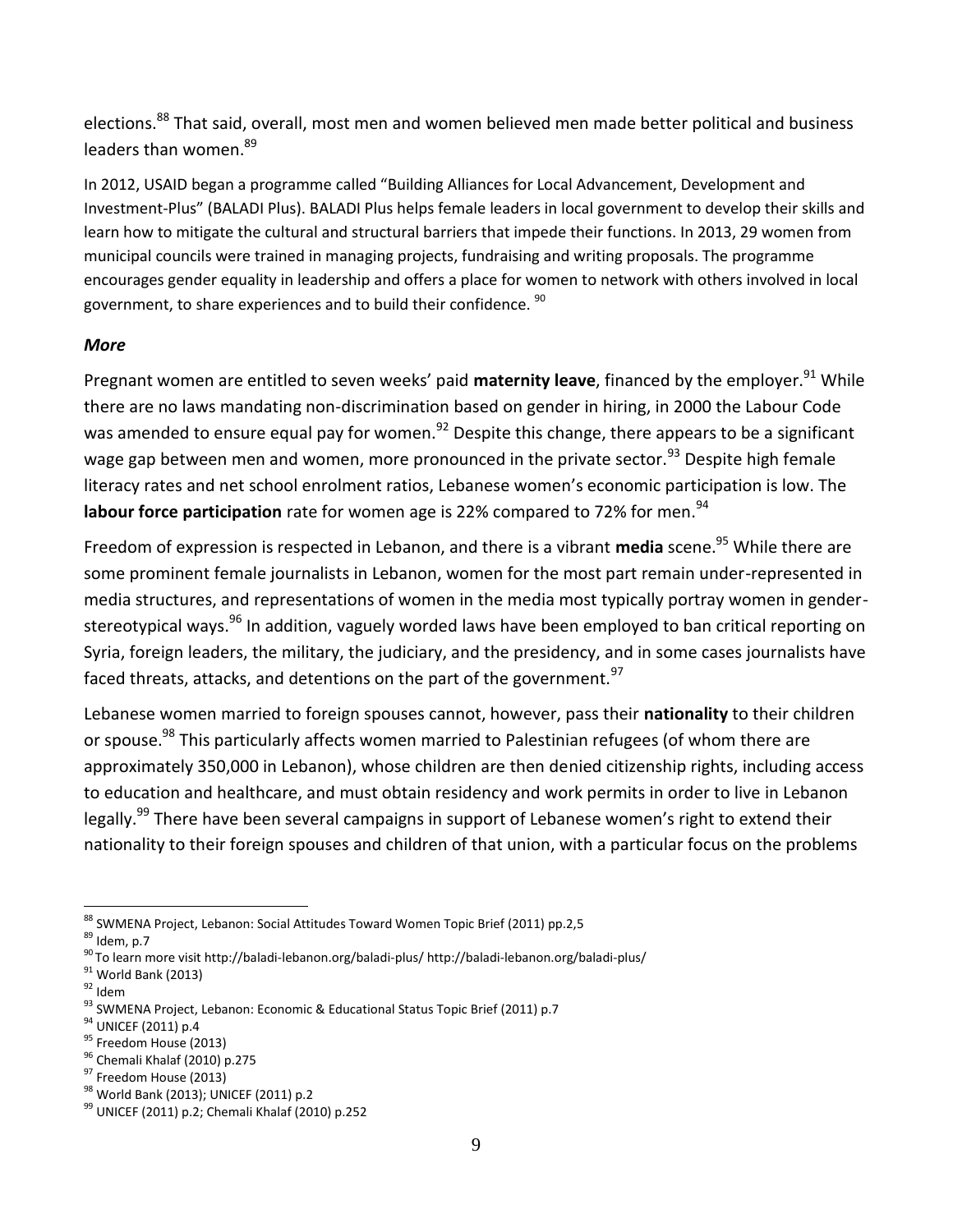elections.[88] That said, overall, most men and women believed men made better political and business leaders than women.[89]

In 2012, USAID began a programme called "Building Alliances for Local Advancement, Development and Investment-Plus" (BALADI Plus). BALADI Plus helps female leaders in local government to develop their skills and learn how to mitigate the cultural and structural barriers that impede their functions. In 2013, 29 women from municipal councils were trained in managing projects, fundraising and writing proposals. The programme encourages gender equality in leadership and offers a place for women to network with others involved in local government, to share experiences and to build their confidence. [90]

### *More*

Pregnant women are entitled to seven weeks' paid **maternity leave**, financed by the employer.[91] While there are no laws mandating non-discrimination based on gender in hiring, in 2000 the Labour Code was amended to ensure equal pay for women.[92] Despite this change, there appears to be a significant wage gap between men and women, more pronounced in the private sector.[93] Despite high female literacy rates and net school enrolment ratios, Lebanese women's economic participation is low. The **labour force participation** rate for women age is 22% compared to 72% for men.[94]

Freedom of expression is respected in Lebanon, and there is a vibrant **media** scene.[95] While there are some prominent female journalists in Lebanon, women for the most part remain under-represented in media structures, and representations of women in the media most typically portray women in gender-stereotypical ways.[96] In addition, vaguely worded laws have been employed to ban critical reporting on Syria, foreign leaders, the military, the judiciary, and the presidency, and in some cases journalists have faced threats, attacks, and detentions on the part of the government.[97]

Lebanese women married to foreign spouses cannot, however, pass their **nationality** to their children or spouse.[98] This particularly affects women married to Palestinian refugees (of whom there are approximately 350,000 in Lebanon), whose children are then denied citizenship rights, including access to education and healthcare, and must obtain residency and work permits in order to live in Lebanon legally.[99] There have been several campaigns in support of Lebanese women's right to extend their nationality to their foreign spouses and children of that union, with a particular focus on the problems

---

[88] SWMENA Project, Lebanon: Social Attitudes Toward Women Topic Brief (2011) pp.2,5

[89] Idem, p.7

[90] To learn more visit http://baladi-lebanon.org/baladi-plus/ http://baladi-lebanon.org/baladi-plus/

[91] World Bank (2013)

[92] Idem

[93] SWMENA Project, Lebanon: Economic & Educational Status Topic Brief (2011) p.7

[94] UNICEF (2011) p.4

[95] Freedom House (2013)

[96] Chemali Khalaf (2010) p.275

[97] Freedom House (2013)

[98] World Bank (2013); UNICEF (2011) p.2

[99] UNICEF (2011) p.2; Chemali Khalaf (2010) p.252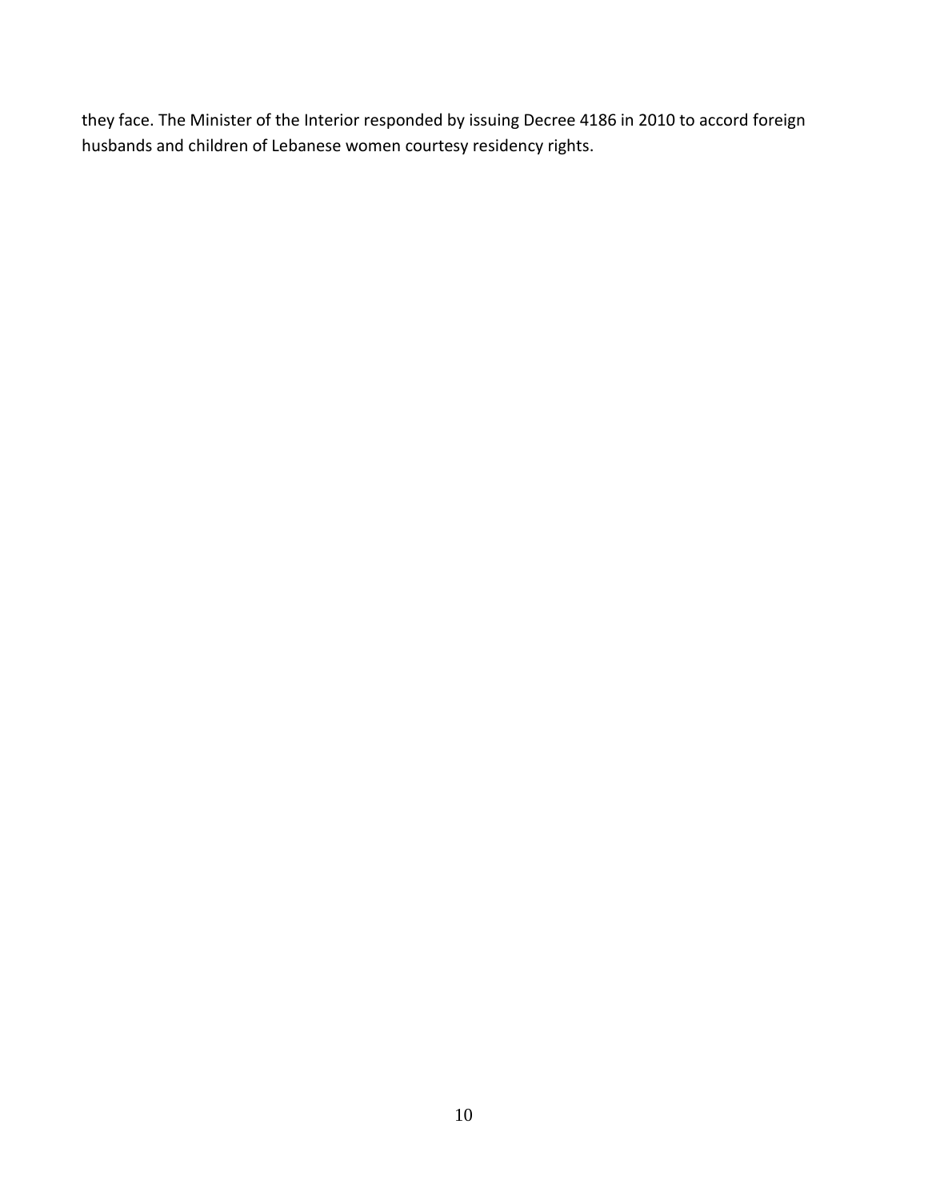they face. The Minister of the Interior responded by issuing Decree 4186 in 2010 to accord foreign husbands and children of Lebanese women courtesy residency rights.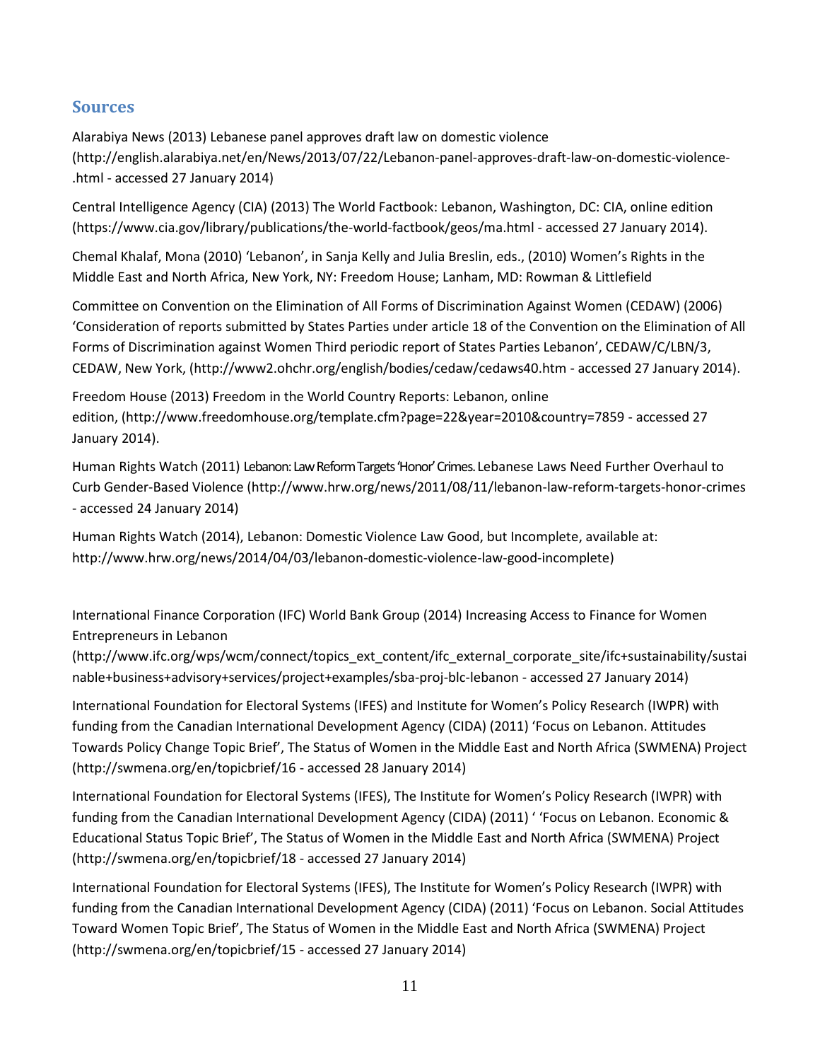## Sources

Alarabiya News (2013) Lebanese panel approves draft law on domestic violence (http://english.alarabiya.net/en/News/2013/07/22/Lebanon-panel-approves-draft-law-on-domestic-violence-.html - accessed 27 January 2014)

Central Intelligence Agency (CIA) (2013) The World Factbook: Lebanon, Washington, DC: CIA, online edition (https://www.cia.gov/library/publications/the-world-factbook/geos/ma.html - accessed 27 January 2014).

Chemal Khalaf, Mona (2010) 'Lebanon', in Sanja Kelly and Julia Breslin, eds., (2010) Women's Rights in the Middle East and North Africa, New York, NY: Freedom House; Lanham, MD: Rowman & Littlefield

Committee on Convention on the Elimination of All Forms of Discrimination Against Women (CEDAW) (2006) 'Consideration of reports submitted by States Parties under article 18 of the Convention on the Elimination of All Forms of Discrimination against Women Third periodic report of States Parties Lebanon', CEDAW/C/LBN/3, CEDAW, New York, (http://www2.ohchr.org/english/bodies/cedaw/cedaws40.htm - accessed 27 January 2014).

Freedom House (2013) Freedom in the World Country Reports: Lebanon, online edition, (http://www.freedomhouse.org/template.cfm?page=22&year=2010&country=7859 - accessed 27 January 2014).

Human Rights Watch (2011) Lebanon: Law Reform Targets 'Honor' Crimes. Lebanese Laws Need Further Overhaul to Curb Gender-Based Violence (http://www.hrw.org/news/2011/08/11/lebanon-law-reform-targets-honor-crimes - accessed 24 January 2014)

Human Rights Watch (2014), Lebanon: Domestic Violence Law Good, but Incomplete, available at: http://www.hrw.org/news/2014/04/03/lebanon-domestic-violence-law-good-incomplete)

International Finance Corporation (IFC) World Bank Group (2014) Increasing Access to Finance for Women Entrepreneurs in Lebanon (http://www.ifc.org/wps/wcm/connect/topics_ext_content/ifc_external_corporate_site/ifc+sustainability/sustainable+business+advisory+services/project+examples/sba-proj-blc-lebanon - accessed 27 January 2014)

International Foundation for Electoral Systems (IFES) and Institute for Women's Policy Research (IWPR) with funding from the Canadian International Development Agency (CIDA) (2011) 'Focus on Lebanon. Attitudes Towards Policy Change Topic Brief', The Status of Women in the Middle East and North Africa (SWMENA) Project (http://swmena.org/en/topicbrief/16 - accessed 28 January 2014)

International Foundation for Electoral Systems (IFES), The Institute for Women's Policy Research (IWPR) with funding from the Canadian International Development Agency (CIDA) (2011) ' 'Focus on Lebanon. Economic & Educational Status Topic Brief', The Status of Women in the Middle East and North Africa (SWMENA) Project (http://swmena.org/en/topicbrief/18 - accessed 27 January 2014)

International Foundation for Electoral Systems (IFES), The Institute for Women's Policy Research (IWPR) with funding from the Canadian International Development Agency (CIDA) (2011) 'Focus on Lebanon. Social Attitudes Toward Women Topic Brief', The Status of Women in the Middle East and North Africa (SWMENA) Project (http://swmena.org/en/topicbrief/15 - accessed 27 January 2014)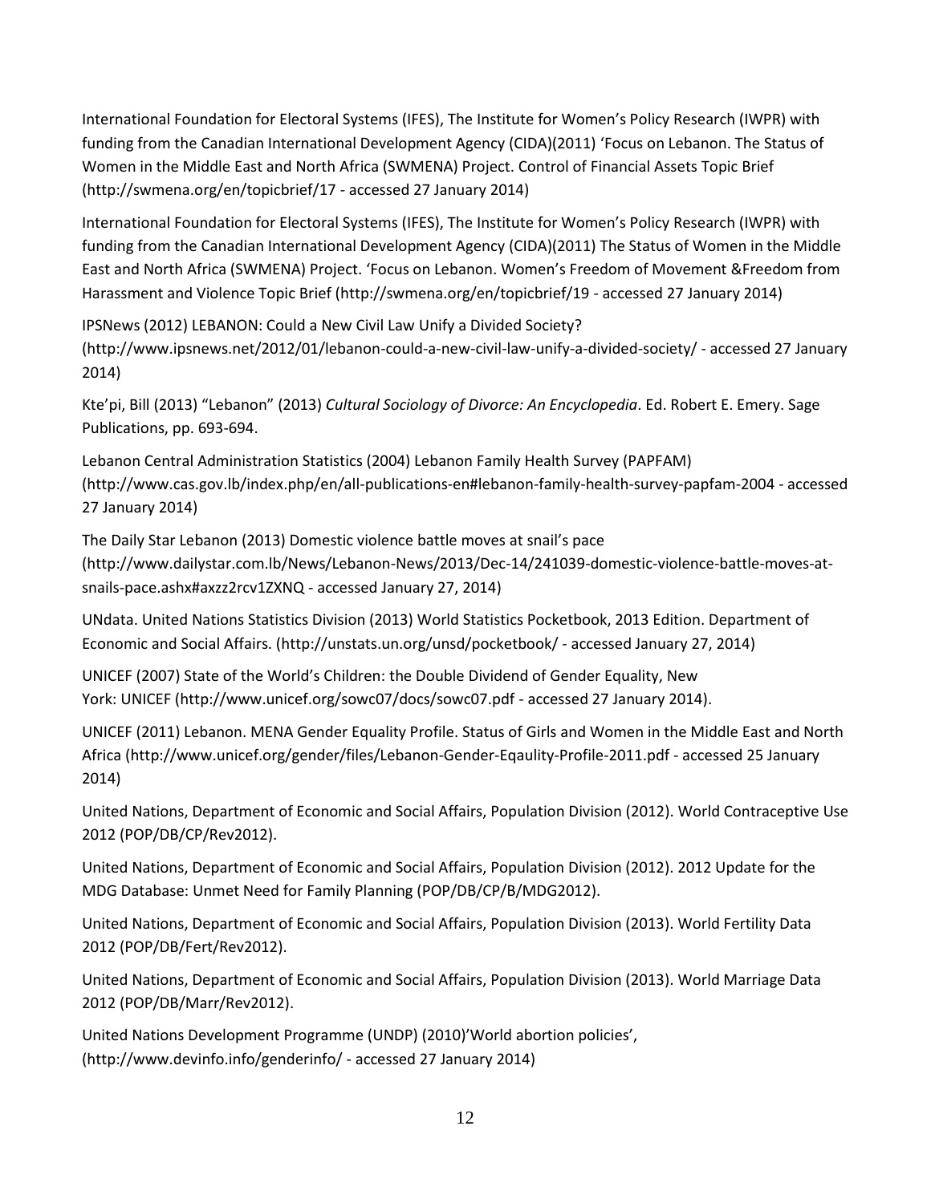International Foundation for Electoral Systems (IFES), The Institute for Women's Policy Research (IWPR) with funding from the Canadian International Development Agency (CIDA)(2011) 'Focus on Lebanon. The Status of Women in the Middle East and North Africa (SWMENA) Project. Control of Financial Assets Topic Brief (http://swmena.org/en/topicbrief/17 - accessed 27 January 2014)

International Foundation for Electoral Systems (IFES), The Institute for Women's Policy Research (IWPR) with funding from the Canadian International Development Agency (CIDA)(2011) The Status of Women in the Middle East and North Africa (SWMENA) Project. 'Focus on Lebanon. Women's Freedom of Movement &Freedom from Harassment and Violence Topic Brief (http://swmena.org/en/topicbrief/19 - accessed 27 January 2014)

IPSNews (2012) LEBANON: Could a New Civil Law Unify a Divided Society? (http://www.ipsnews.net/2012/01/lebanon-could-a-new-civil-law-unify-a-divided-society/ - accessed 27 January 2014)

Kte'pi, Bill (2013) "Lebanon" (2013) *Cultural Sociology of Divorce: An Encyclopedia*. Ed. Robert E. Emery. Sage Publications, pp. 693-694.

Lebanon Central Administration Statistics (2004) Lebanon Family Health Survey (PAPFAM) (http://www.cas.gov.lb/index.php/en/all-publications-en#lebanon-family-health-survey-papfam-2004 - accessed 27 January 2014)

The Daily Star Lebanon (2013) Domestic violence battle moves at snail's pace (http://www.dailystar.com.lb/News/Lebanon-News/2013/Dec-14/241039-domestic-violence-battle-moves-at-snails-pace.ashx#axzz2rcv1ZXNQ - accessed January 27, 2014)

UNdata. United Nations Statistics Division (2013) World Statistics Pocketbook, 2013 Edition. Department of Economic and Social Affairs. (http://unstats.un.org/unsd/pocketbook/ - accessed January 27, 2014)

UNICEF (2007) State of the World's Children: the Double Dividend of Gender Equality, New York: UNICEF (http://www.unicef.org/sowc07/docs/sowc07.pdf - accessed 27 January 2014).

UNICEF (2011) Lebanon. MENA Gender Equality Profile. Status of Girls and Women in the Middle East and North Africa (http://www.unicef.org/gender/files/Lebanon-Gender-Eqaulity-Profile-2011.pdf - accessed 25 January 2014)

United Nations, Department of Economic and Social Affairs, Population Division (2012). World Contraceptive Use 2012 (POP/DB/CP/Rev2012).

United Nations, Department of Economic and Social Affairs, Population Division (2012). 2012 Update for the MDG Database: Unmet Need for Family Planning (POP/DB/CP/B/MDG2012).

United Nations, Department of Economic and Social Affairs, Population Division (2013). World Fertility Data 2012 (POP/DB/Fert/Rev2012).

United Nations, Department of Economic and Social Affairs, Population Division (2013). World Marriage Data 2012 (POP/DB/Marr/Rev2012).

United Nations Development Programme (UNDP) (2010)'World abortion policies', (http://www.devinfo.info/genderinfo/ - accessed 27 January 2014)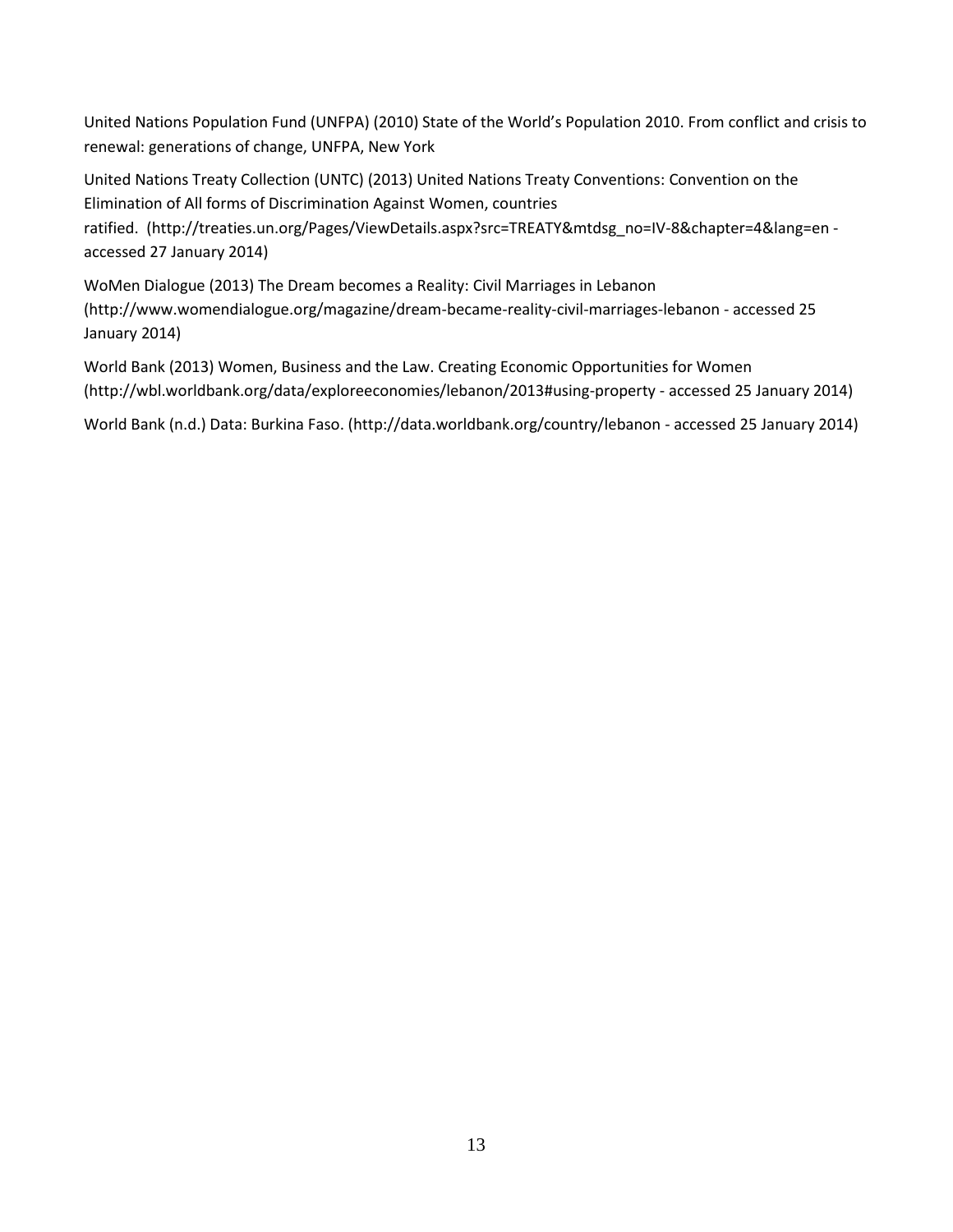United Nations Population Fund (UNFPA) (2010) State of the World's Population 2010. From conflict and crisis to renewal: generations of change, UNFPA, New York

United Nations Treaty Collection (UNTC) (2013) United Nations Treaty Conventions: Convention on the Elimination of All forms of Discrimination Against Women, countries ratified. (http://treaties.un.org/Pages/ViewDetails.aspx?src=TREATY&mtdsg_no=IV-8&chapter=4&lang=en - accessed 27 January 2014)

WoMen Dialogue (2013) The Dream becomes a Reality: Civil Marriages in Lebanon (http://www.womendialogue.org/magazine/dream-became-reality-civil-marriages-lebanon - accessed 25 January 2014)

World Bank (2013) Women, Business and the Law. Creating Economic Opportunities for Women (http://wbl.worldbank.org/data/exploreeconomies/lebanon/2013#using-property - accessed 25 January 2014)

World Bank (n.d.) Data: Burkina Faso. (http://data.worldbank.org/country/lebanon - accessed 25 January 2014)